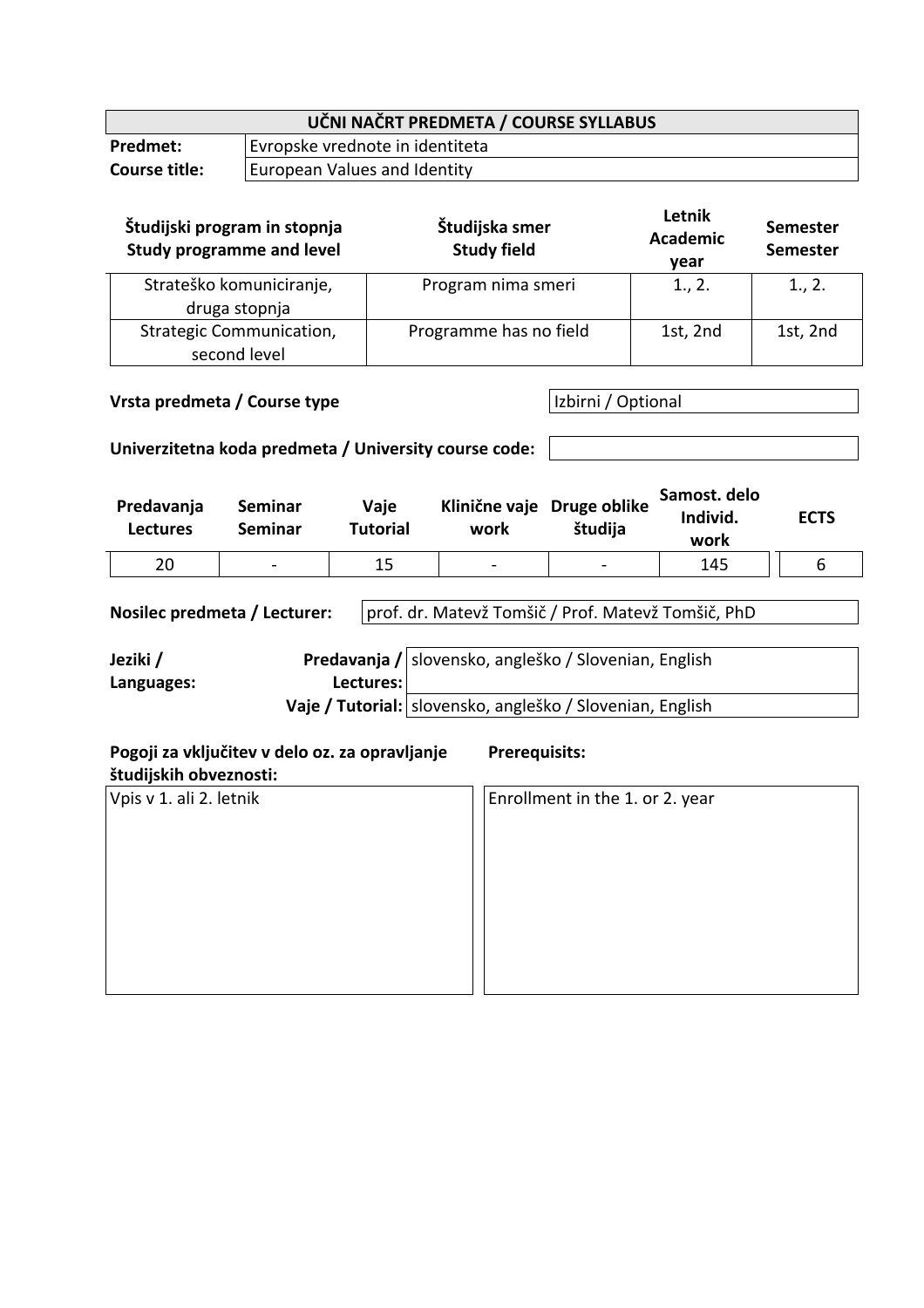| UČNI NAČRT PREDMETA / COURSE SYLLABUS | |
|---|---|
| **Predmet:** | Evropske vrednote in identiteta |
| **Course title:** | European Values and Identity |

| Študijski program in stopnja<br>Study programme and level | Študijska smer<br>Study field | Letnik<br>Academic year | Semester<br>Semester |
|---|---|---|---|
| Strateško komuniciranje, druga stopnja | Program nima smeri | 1., 2. | 1., 2. |
| Strategic Communication, second level | Programme has no field | 1st, 2nd | 1st, 2nd |

**Vrsta predmeta / Course type**: Izbirni / Optional

**Univerzitetna koda predmeta / University course code:**

| Predavanja<br>Lectures | Seminar<br>Seminar | Vaje<br>Tutorial | Klinične vaje<br>work | Druge oblike<br>študija | Samost. delo<br>Individ. work | ECTS |
|---|---|---|---|---|---|---|
| 20 | - | 15 | - | - | 145 | 6 |

**Nosilec predmeta / Lecturer:** prof. dr. Matevž Tomšič / Prof. Matevž Tomšič, PhD

| Jeziki / Languages: | | |
|---|---|---|
| | **Predavanja / Lectures:** | slovensko, angleško / Slovenian, English |
| | **Vaje / Tutorial:** | slovensko, angleško / Slovenian, English |

| Pogoji za vključitev v delo oz. za opravljanje študijskih obveznosti: | Prerequisits: |
|---|---|
| Vpis v 1. ali 2. letnik | Enrollment in the 1. or 2. year |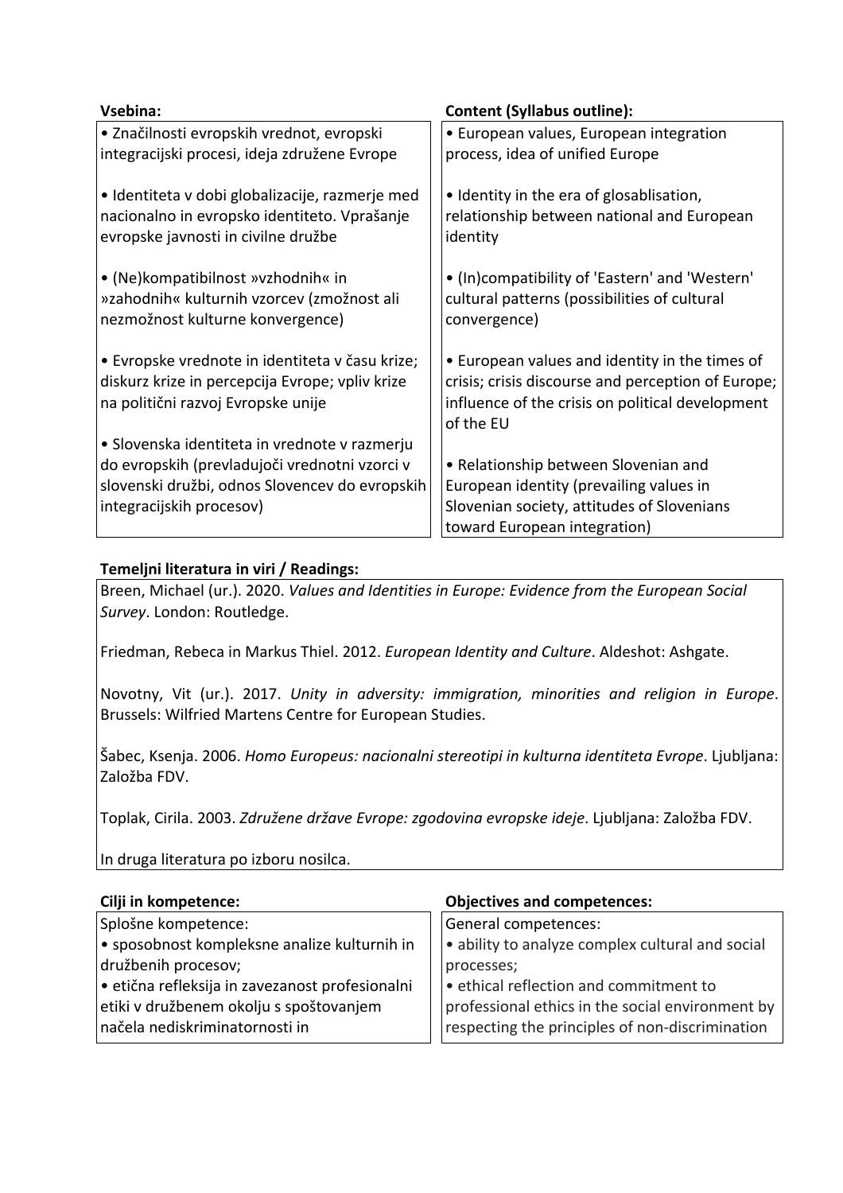| Vsebina: | Content (Syllabus outline): |
| --- | --- |
| • Značilnosti evropskih vrednot, evropski integracijski procesi, ideja združene Evrope<br><br>• Identiteta v dobi globalizacije, razmerje med nacionalno in evropsko identiteto. Vprašanje evropske javnosti in civilne družbe<br><br>• (Ne)kompatibilnost »vzhodnih« in »zahodnih« kulturnih vzorcev (zmožnost ali nezmožnost kulturne konvergence)<br><br>• Evropske vrednote in identiteta v času krize; diskurz krize in percepcija Evrope; vpliv krize na politični razvoj Evropske unije<br><br>• Slovenska identiteta in vrednote v razmerju do evropskih (prevladujoči vrednotni vzorci v slovenski družbi, odnos Slovencev do evropskih integracijskih procesov) | • European values, European integration process, idea of unified Europe<br><br>• Identity in the era of glosablisation, relationship between national and European identity<br><br>• (In)compatibility of 'Eastern' and 'Western' cultural patterns (possibilities of cultural convergence)<br><br>• European values and identity in the times of crisis; crisis discourse and perception of Europe; influence of the crisis on political development of the EU<br><br>• Relationship between Slovenian and European identity (prevailing values in Slovenian society, attitudes of Slovenians toward European integration) |

**Temeljni literatura in viri / Readings:**

Breen, Michael (ur.). 2020. *Values and Identities in Europe: Evidence from the European Social Survey*. London: Routledge.

Friedman, Rebeca in Markus Thiel. 2012. *European Identity and Culture*. Aldeshot: Ashgate.

Novotny, Vit (ur.). 2017. *Unity in adversity: immigration, minorities and religion in Europe*. Brussels: Wilfried Martens Centre for European Studies.

Šabec, Ksenja. 2006. *Homo Europeus: nacionalni stereotipi in kulturna identiteta Evrope*. Ljubljana: Založba FDV.

Toplak, Cirila. 2003. *Združene države Evrope: zgodovina evropske ideje*. Ljubljana: Založba FDV.

In druga literatura po izboru nosilca.

| Cilji in kompetence: | Objectives and competences: |
| --- | --- |
| Splošne kompetence:<br>• sposobnost kompleksne analize kulturnih in družbenih procesov;<br>• etična refleksija in zavezanost profesionalni etiki v družbenem okolju s spoštovanjem načela nediskriminatornosti in | General competences:<br>• ability to analyze complex cultural and social processes;<br>• ethical reflection and commitment to professional ethics in the social environment by respecting the principles of non-discrimination |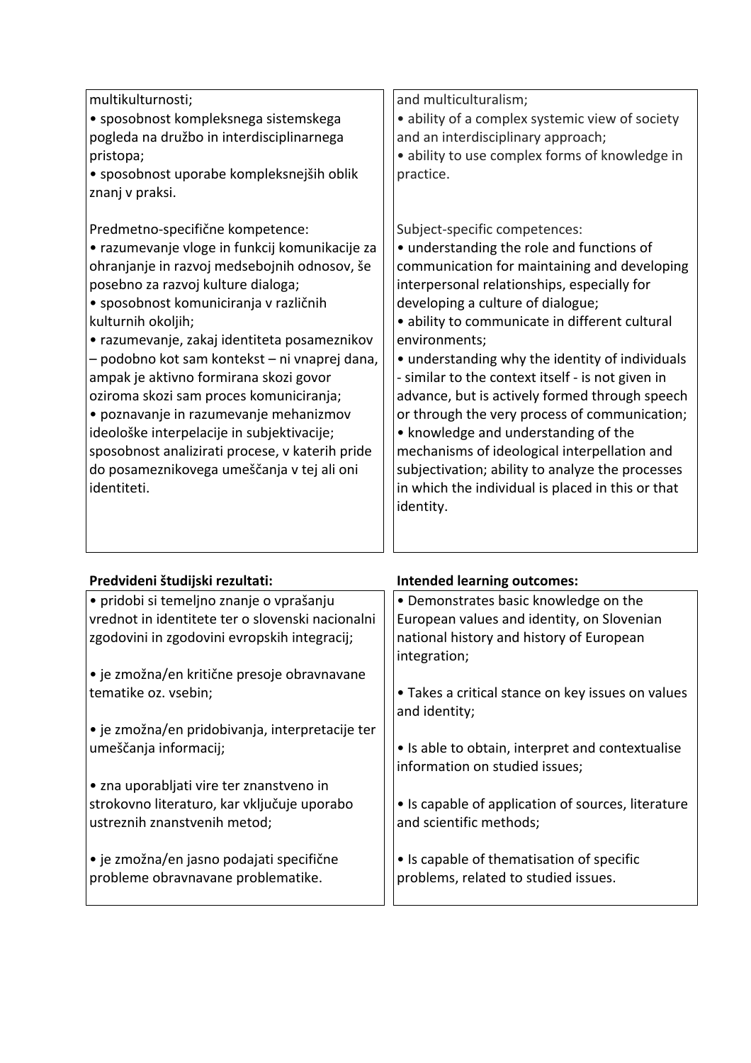| | |
|---|---|
| multikulturnosti;<br>• sposobnost kompleksnega sistemskega pogleda na družbo in interdisciplinarnega pristopa;<br>• sposobnost uporabe kompleksnejših oblik znanj v praksi.<br><br>Predmetno-specifične kompetence:<br>• razumevanje vloge in funkcij komunikacije za ohranjanje in razvoj medsebojnih odnosov, še posebno za razvoj kulture dialoga;<br>• sposobnost komuniciranja v različnih kulturnih okoljih;<br>• razumevanje, zakaj identiteta posameznikov – podobno kot sam kontekst – ni vnaprej dana, ampak je aktivno formirana skozi govor oziroma skozi sam proces komuniciranja;<br>• poznavanje in razumevanje mehanizmov ideološke interpelacije in subjektivacije; sposobnost analizirati procese, v katerih pride do posameznikovega umeščanja v tej ali oni identiteti. | and multiculturalism;<br>• ability of a complex systemic view of society and an interdisciplinary approach;<br>• ability to use complex forms of knowledge in practice.<br><br>Subject-specific competences:<br>• understanding the role and functions of communication for maintaining and developing interpersonal relationships, especially for developing a culture of dialogue;<br>• ability to communicate in different cultural environments;<br>• understanding why the identity of individuals - similar to the context itself - is not given in advance, but is actively formed through speech or through the very process of communication;<br>• knowledge and understanding of the mechanisms of ideological interpellation and subjectivation; ability to analyze the processes in which the individual is placed in this or that identity. |

| **Predvideni študijski rezultati:** | **Intended learning outcomes:** |
|---|---|
| • pridobi si temeljno znanje o vprašanju vrednot in identitete ter o slovenski nacionalni zgodovini in zgodovini evropskih integracij;<br><br>• je zmožna/en kritične presoje obravnavane tematike oz. vsebin;<br><br>• je zmožna/en pridobivanja, interpretacije ter umeščanja informacij;<br><br>• zna uporabljati vire ter znanstveno in strokovno literaturo, kar vključuje uporabo ustreznih znanstvenih metod;<br><br>• je zmožna/en jasno podajati specifične probleme obravnavane problematike. | • Demonstrates basic knowledge on the European values and identity, on Slovenian national history and history of European integration;<br><br>• Takes a critical stance on key issues on values and identity;<br><br>• Is able to obtain, interpret and contextualise information on studied issues;<br><br>• Is capable of application of sources, literature and scientific methods;<br><br>• Is capable of thematisation of specific problems, related to studied issues. |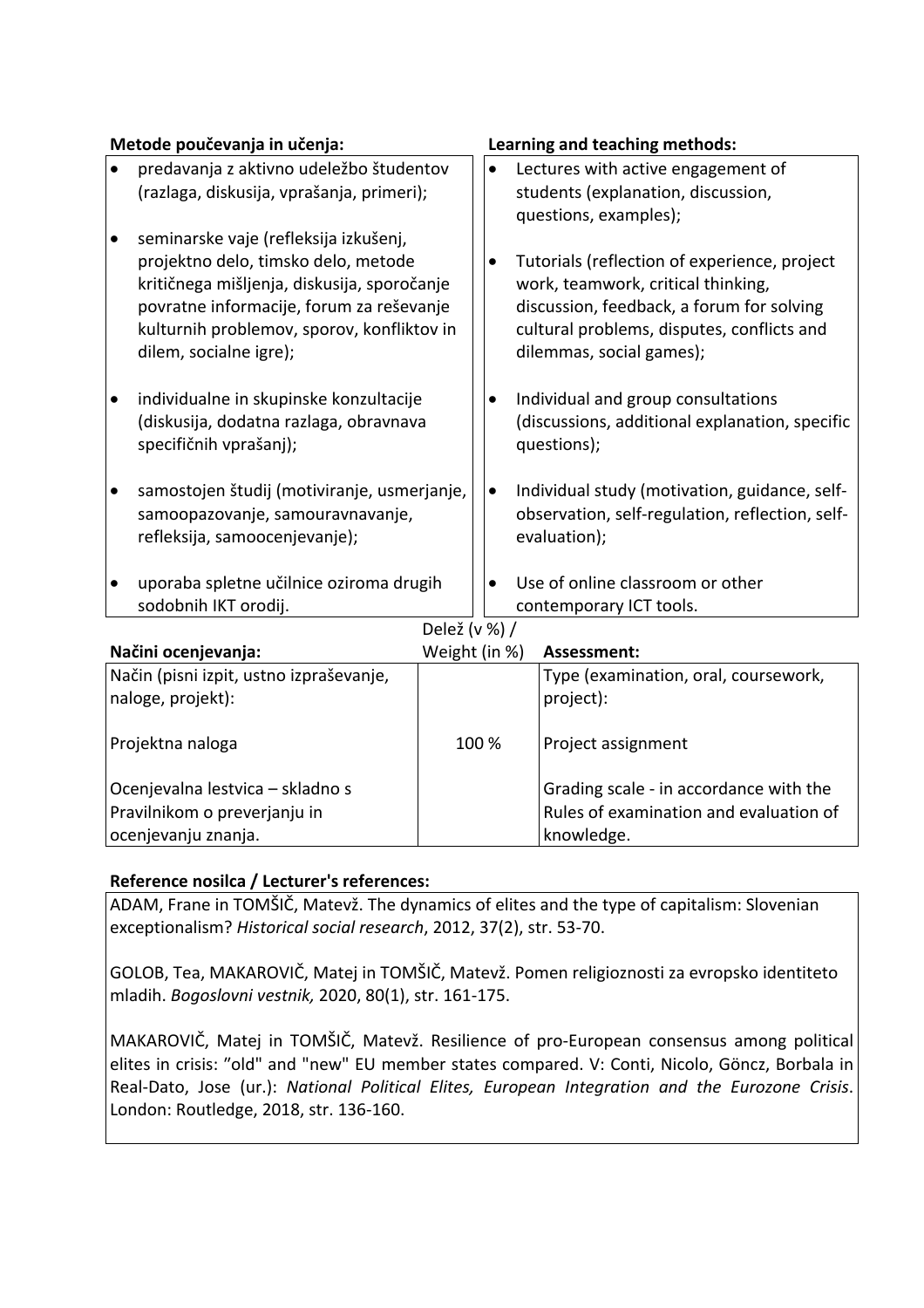| Metode poučevanja in učenja: | Learning and teaching methods: |
|---|---|
| • predavanja z aktivno udeležbo študentov (razlaga, diskusija, vprašanja, primeri); | • Lectures with active engagement of students (explanation, discussion, questions, examples); |
| • seminarske vaje (refleksija izkušenj, projektno delo, timsko delo, metode kritičnega mišljenja, diskusija, sporočanje povratne informacije, forum za reševanje kulturnih problemov, sporov, konfliktov in dilem, socialne igre); | • Tutorials (reflection of experience, project work, teamwork, critical thinking, discussion, feedback, a forum for solving cultural problems, disputes, conflicts and dilemmas, social games); |
| • individualne in skupinske konzultacije (diskusija, dodatna razlaga, obravnava specifičnih vprašanj); | • Individual and group consultations (discussions, additional explanation, specific questions); |
| • samostojen študij (motiviranje, usmerjanje, samoopazovanje, samouravnavanje, refleksija, samoocenjevanje); | • Individual study (motivation, guidance, self-observation, self-regulation, reflection, self-evaluation); |
| • uporaba spletne učilnice oziroma drugih sodobnih IKT orodij. | • Use of online classroom or other contemporary ICT tools. |

| Načini ocenjevanja: | Delež (v %) / Weight (in %) | Assessment: |
|---|---|---|
| Način (pisni izpit, ustno izpraševanje, naloge, projekt): | | Type (examination, oral, coursework, project): |
| Projektna naloga | 100 % | Project assignment |
| Ocenjevalna lestvica – skladno s Pravilnikom o preverjanju in ocenjevanju znanja. | | Grading scale - in accordance with the Rules of examination and evaluation of knowledge. |

**Reference nosilca / Lecturer's references:**

ADAM, Frane in TOMŠIČ, Matevž. The dynamics of elites and the type of capitalism: Slovenian exceptionalism? *Historical social research*, 2012, 37(2), str. 53-70.

GOLOB, Tea, MAKAROVIČ, Matej in TOMŠIČ, Matevž. Pomen religioznosti za evropsko identiteto mladih. *Bogoslovni vestnik,* 2020, 80(1), str. 161-175.

MAKAROVIČ, Matej in TOMŠIČ, Matevž. Resilience of pro-European consensus among political elites in crisis: "old" and "new" EU member states compared. V: Conti, Nicolo, Göncz, Borbala in Real-Dato, Jose (ur.): *National Political Elites, European Integration and the Eurozone Crisis*. London: Routledge, 2018, str. 136-160.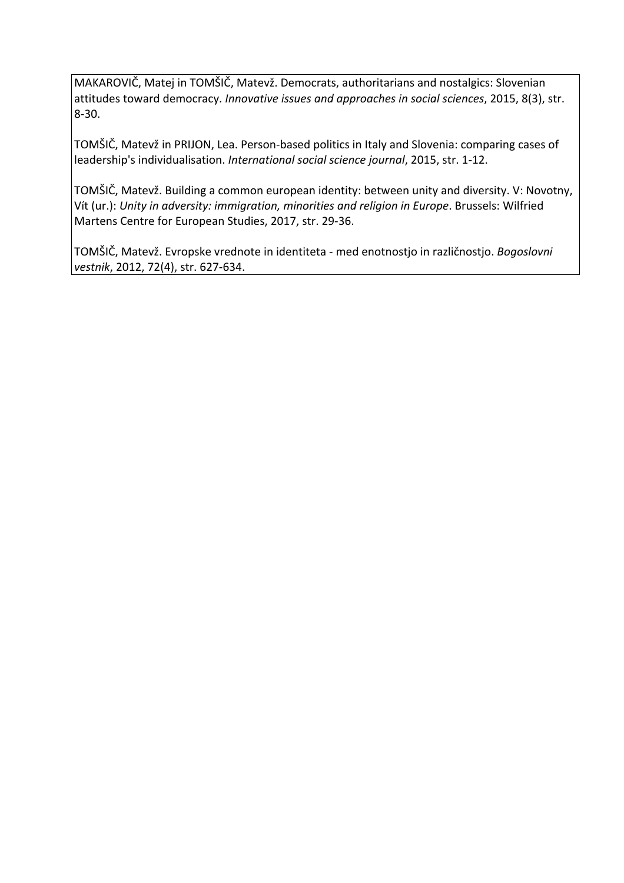MAKAROVIČ, Matej in TOMŠIČ, Matevž. Democrats, authoritarians and nostalgics: Slovenian attitudes toward democracy. *Innovative issues and approaches in social sciences*, 2015, 8(3), str. 8-30.

TOMŠIČ, Matevž in PRIJON, Lea. Person-based politics in Italy and Slovenia: comparing cases of leadership's individualisation. *International social science journal*, 2015, str. 1-12.

TOMŠIČ, Matevž. Building a common european identity: between unity and diversity. V: Novotny, Vít (ur.): *Unity in adversity: immigration, minorities and religion in Europe*. Brussels: Wilfried Martens Centre for European Studies, 2017, str. 29-36.

TOMŠIČ, Matevž. Evropske vrednote in identiteta - med enotnostjo in različnostjo. *Bogoslovni vestnik*, 2012, 72(4), str. 627-634.